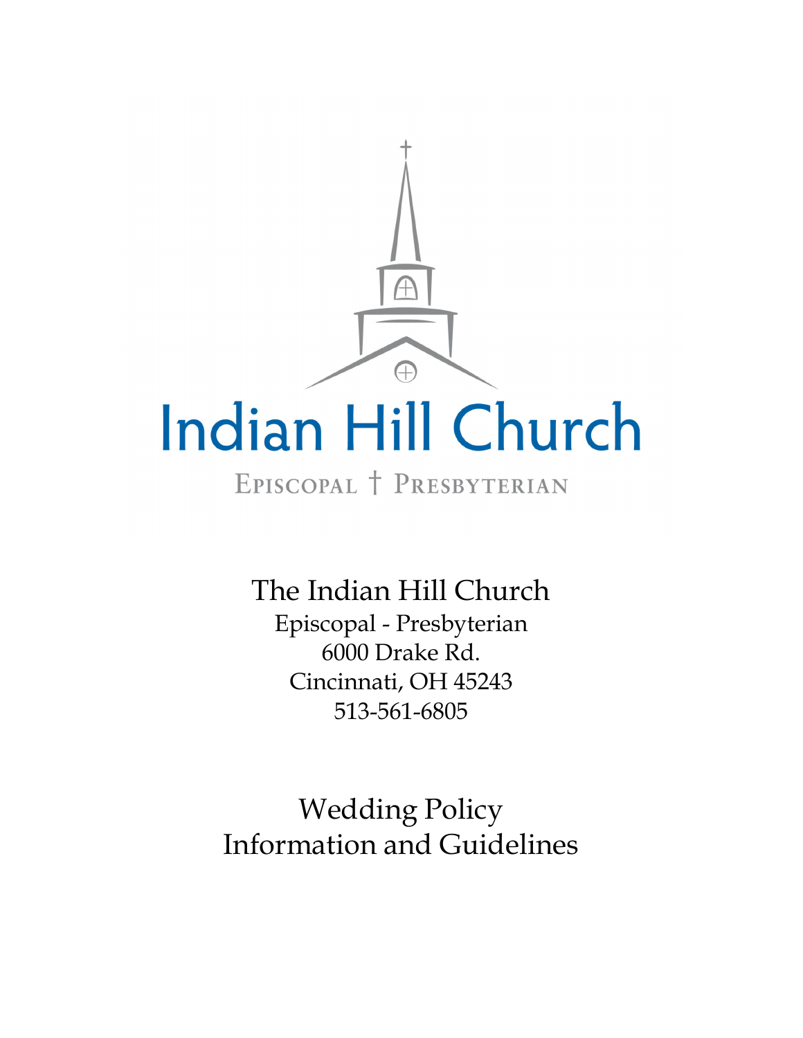# Indian Hill Church

EPISCOPAL † PRESBYTERIAN

The Indian Hill Church

Episcopal - Presbyterian

6000 Drake Rd.

Cincinnati, OH 45243

513-561-6805

## Wedding Policy Information and Guidelines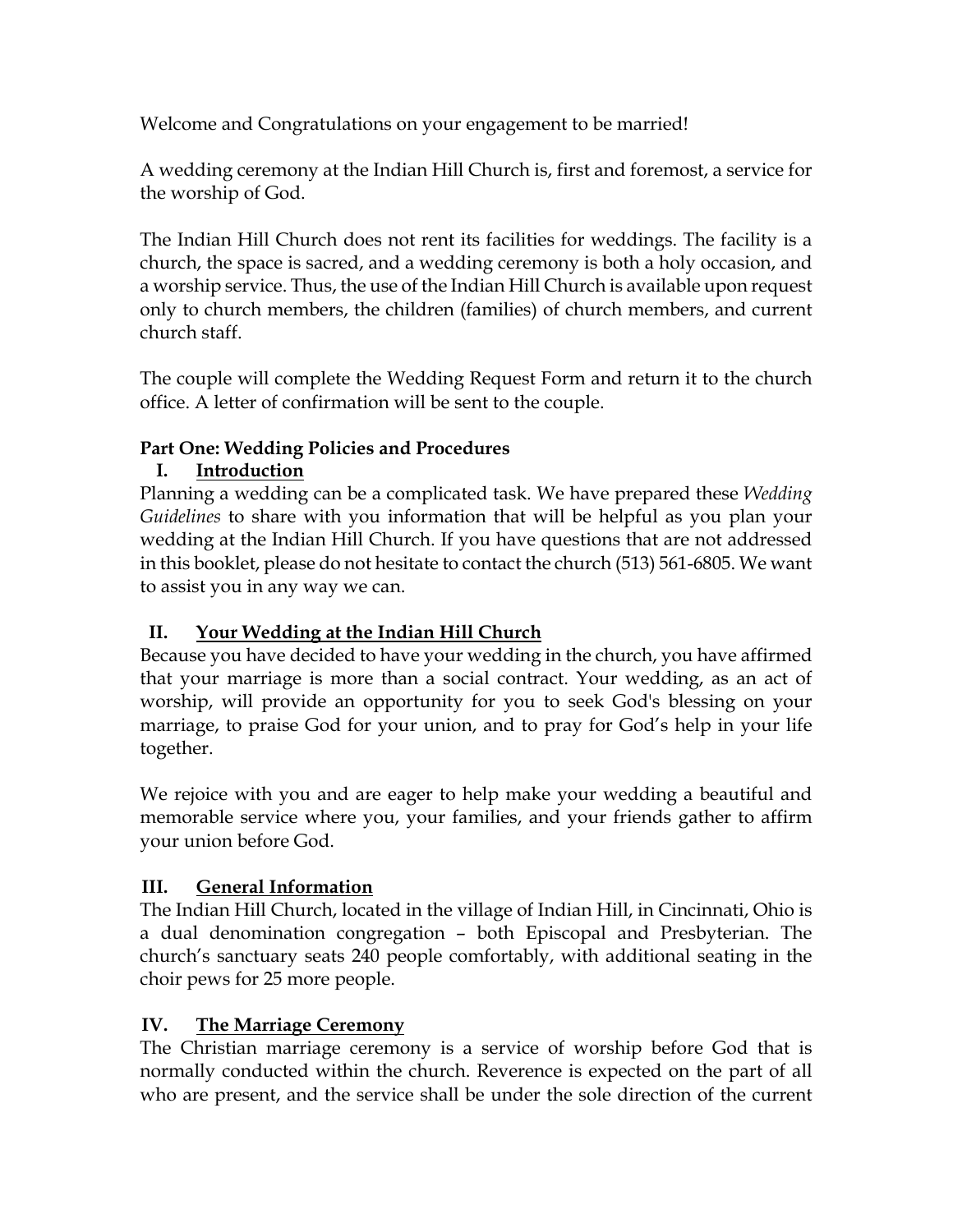Welcome and Congratulations on your engagement to be married!

A wedding ceremony at the Indian Hill Church is, first and foremost, a service for the worship of God.

The Indian Hill Church does not rent its facilities for weddings. The facility is a church, the space is sacred, and a wedding ceremony is both a holy occasion, and a worship service. Thus, the use of the Indian Hill Church is available upon request only to church members, the children (families) of church members, and current church staff.

The couple will complete the Wedding Request Form and return it to the church office. A letter of confirmation will be sent to the couple.

## Part One: Wedding Policies and Procedures

### I. Introduction

Planning a wedding can be a complicated task. We have prepared these *Wedding Guidelines* to share with you information that will be helpful as you plan your wedding at the Indian Hill Church. If you have questions that are not addressed in this booklet, please do not hesitate to contact the church (513) 561-6805. We want to assist you in any way we can.

### II. Your Wedding at the Indian Hill Church

Because you have decided to have your wedding in the church, you have affirmed that your marriage is more than a social contract. Your wedding, as an act of worship, will provide an opportunity for you to seek God's blessing on your marriage, to praise God for your union, and to pray for God's help in your life together.

We rejoice with you and are eager to help make your wedding a beautiful and memorable service where you, your families, and your friends gather to affirm your union before God.

### III. General Information

The Indian Hill Church, located in the village of Indian Hill, in Cincinnati, Ohio is a dual denomination congregation – both Episcopal and Presbyterian. The church's sanctuary seats 240 people comfortably, with additional seating in the choir pews for 25 more people.

### IV. The Marriage Ceremony

The Christian marriage ceremony is a service of worship before God that is normally conducted within the church. Reverence is expected on the part of all who are present, and the service shall be under the sole direction of the current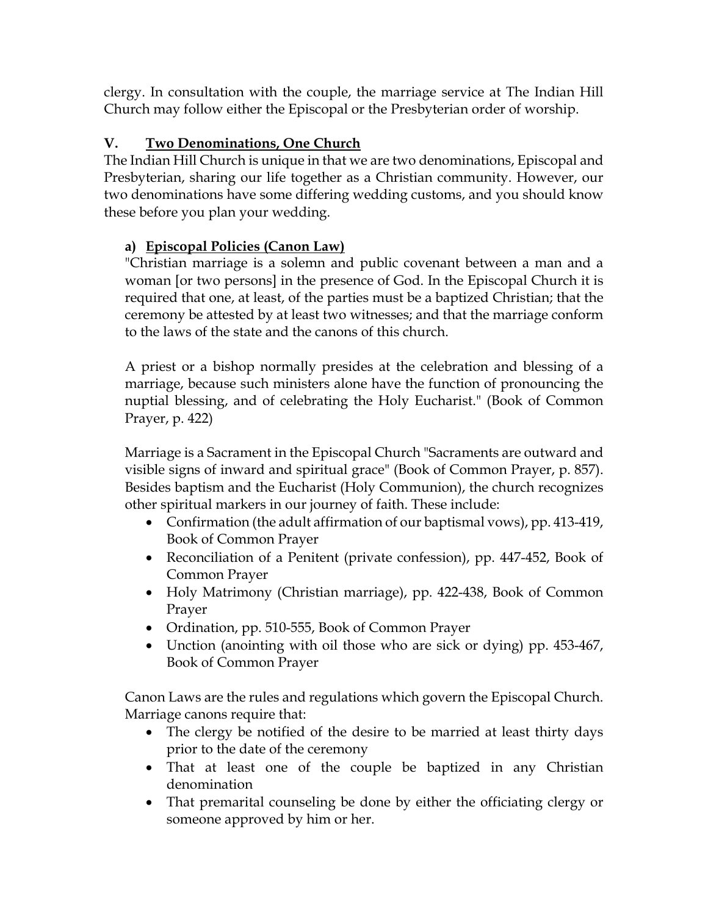clergy. In consultation with the couple, the marriage service at The Indian Hill Church may follow either the Episcopal or the Presbyterian order of worship.

## V. <u>Two Denominations, One Church</u>

The Indian Hill Church is unique in that we are two denominations, Episcopal and Presbyterian, sharing our life together as a Christian community. However, our two denominations have some differing wedding customs, and you should know these before you plan your wedding.

### a) <u>Episcopal Policies (Canon Law)</u>

"Christian marriage is a solemn and public covenant between a man and a woman [or two persons] in the presence of God. In the Episcopal Church it is required that one, at least, of the parties must be a baptized Christian; that the ceremony be attested by at least two witnesses; and that the marriage conform to the laws of the state and the canons of this church.

A priest or a bishop normally presides at the celebration and blessing of a marriage, because such ministers alone have the function of pronouncing the nuptial blessing, and of celebrating the Holy Eucharist." (Book of Common Prayer, p. 422)

Marriage is a Sacrament in the Episcopal Church "Sacraments are outward and visible signs of inward and spiritual grace" (Book of Common Prayer, p. 857). Besides baptism and the Eucharist (Holy Communion), the church recognizes other spiritual markers in our journey of faith. These include:

- Confirmation (the adult affirmation of our baptismal vows), pp. 413-419, Book of Common Prayer
- Reconciliation of a Penitent (private confession), pp. 447-452, Book of Common Prayer
- Holy Matrimony (Christian marriage), pp. 422-438, Book of Common Prayer
- Ordination, pp. 510-555, Book of Common Prayer
- Unction (anointing with oil those who are sick or dying) pp. 453-467, Book of Common Prayer

Canon Laws are the rules and regulations which govern the Episcopal Church. Marriage canons require that:

- The clergy be notified of the desire to be married at least thirty days prior to the date of the ceremony
- That at least one of the couple be baptized in any Christian denomination
- That premarital counseling be done by either the officiating clergy or someone approved by him or her.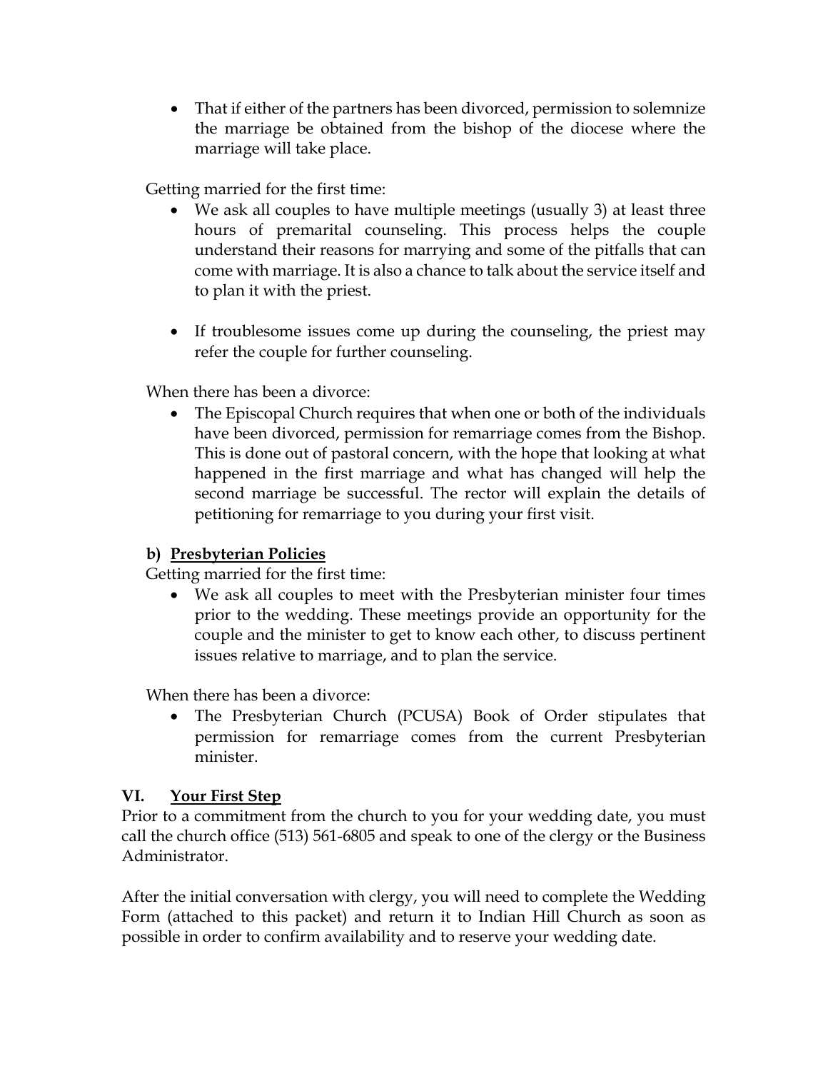- That if either of the partners has been divorced, permission to solemnize the marriage be obtained from the bishop of the diocese where the marriage will take place.

Getting married for the first time:

- We ask all couples to have multiple meetings (usually 3) at least three hours of premarital counseling. This process helps the couple understand their reasons for marrying and some of the pitfalls that can come with marriage. It is also a chance to talk about the service itself and to plan it with the priest.

- If troublesome issues come up during the counseling, the priest may refer the couple for further counseling.

When there has been a divorce:

- The Episcopal Church requires that when one or both of the individuals have been divorced, permission for remarriage comes from the Bishop. This is done out of pastoral concern, with the hope that looking at what happened in the first marriage and what has changed will help the second marriage be successful. The rector will explain the details of petitioning for remarriage to you during your first visit.

### b) <u>Presbyterian Policies</u>

Getting married for the first time:

- We ask all couples to meet with the Presbyterian minister four times prior to the wedding. These meetings provide an opportunity for the couple and the minister to get to know each other, to discuss pertinent issues relative to marriage, and to plan the service.

When there has been a divorce:

- The Presbyterian Church (PCUSA) Book of Order stipulates that permission for remarriage comes from the current Presbyterian minister.

## VI. <u>Your First Step</u>

Prior to a commitment from the church to you for your wedding date, you must call the church office (513) 561-6805 and speak to one of the clergy or the Business Administrator.

After the initial conversation with clergy, you will need to complete the Wedding Form (attached to this packet) and return it to Indian Hill Church as soon as possible in order to confirm availability and to reserve your wedding date.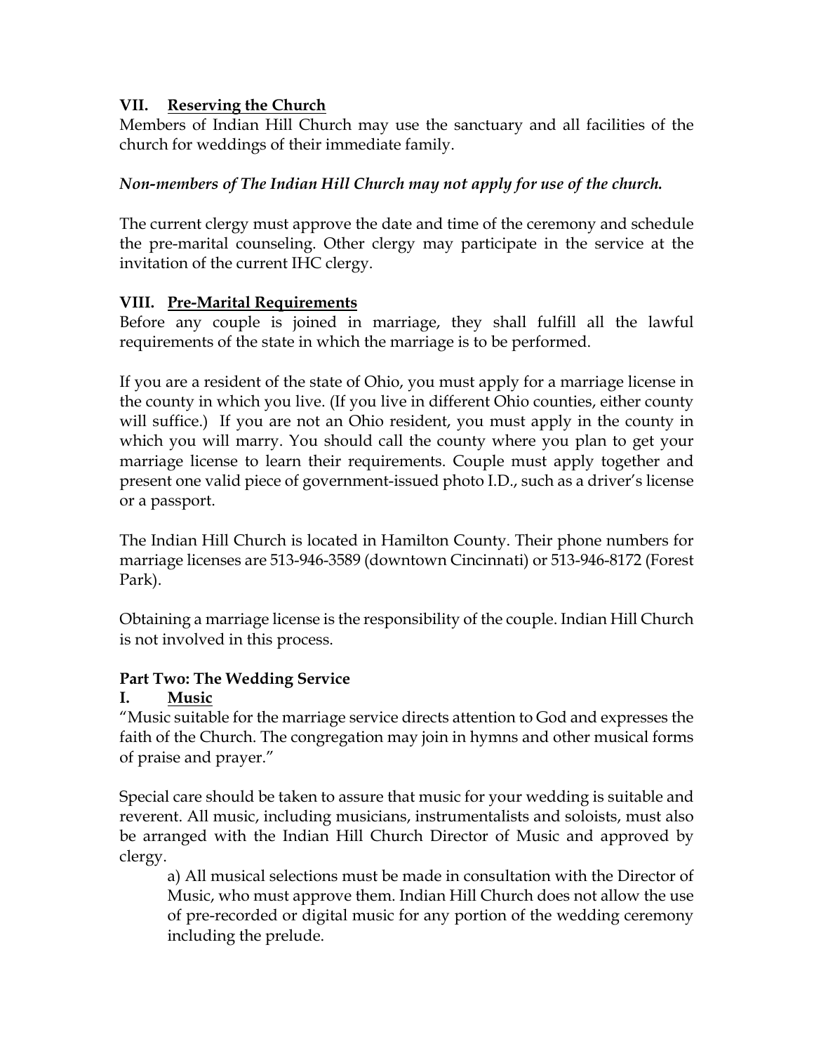## VII. Reserving the Church

Members of Indian Hill Church may use the sanctuary and all facilities of the church for weddings of their immediate family.

***Non-members of The Indian Hill Church may not apply for use of the church.***

The current clergy must approve the date and time of the ceremony and schedule the pre-marital counseling. Other clergy may participate in the service at the invitation of the current IHC clergy.

## VIII. Pre-Marital Requirements

Before any couple is joined in marriage, they shall fulfill all the lawful requirements of the state in which the marriage is to be performed.

If you are a resident of the state of Ohio, you must apply for a marriage license in the county in which you live. (If you live in different Ohio counties, either county will suffice.) If you are not an Ohio resident, you must apply in the county in which you will marry. You should call the county where you plan to get your marriage license to learn their requirements. Couple must apply together and present one valid piece of government-issued photo I.D., such as a driver's license or a passport.

The Indian Hill Church is located in Hamilton County. Their phone numbers for marriage licenses are 513-946-3589 (downtown Cincinnati) or 513-946-8172 (Forest Park).

Obtaining a marriage license is the responsibility of the couple. Indian Hill Church is not involved in this process.

# Part Two: The Wedding Service

## I. Music

"Music suitable for the marriage service directs attention to God and expresses the faith of the Church. The congregation may join in hymns and other musical forms of praise and prayer."

Special care should be taken to assure that music for your wedding is suitable and reverent. All music, including musicians, instrumentalists and soloists, must also be arranged with the Indian Hill Church Director of Music and approved by clergy.

a) All musical selections must be made in consultation with the Director of Music, who must approve them. Indian Hill Church does not allow the use of pre-recorded or digital music for any portion of the wedding ceremony including the prelude.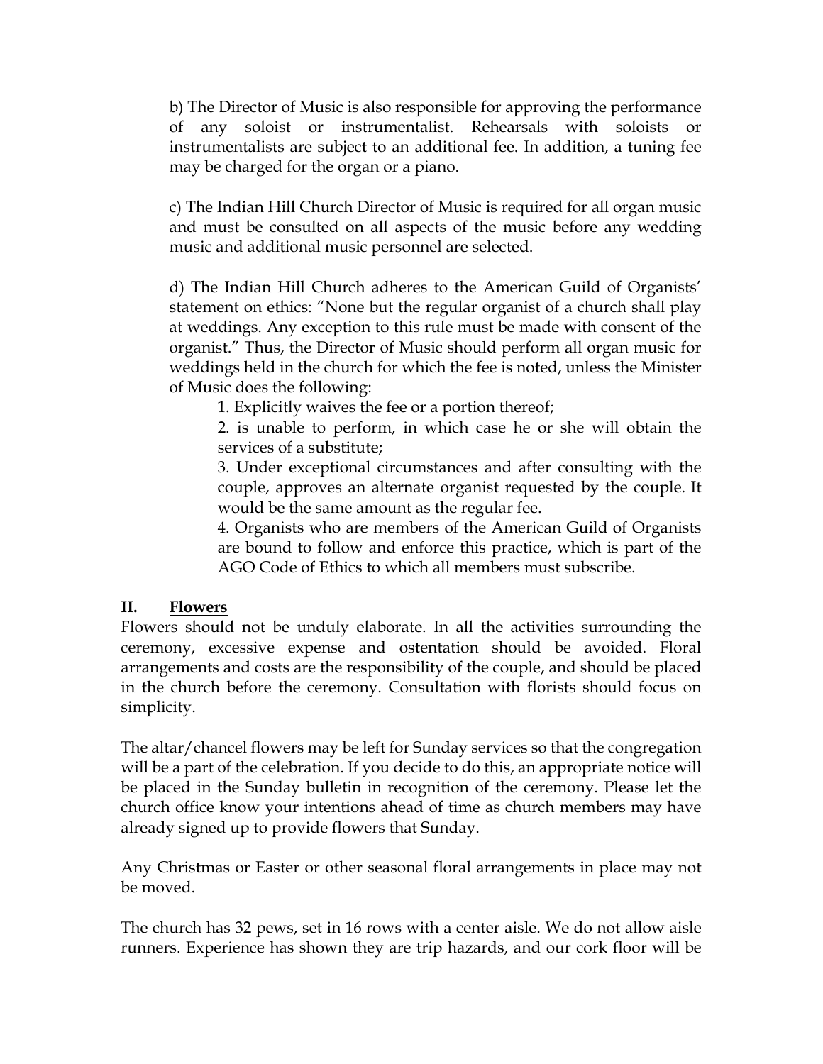b) The Director of Music is also responsible for approving the performance of any soloist or instrumentalist. Rehearsals with soloists or instrumentalists are subject to an additional fee. In addition, a tuning fee may be charged for the organ or a piano.

c) The Indian Hill Church Director of Music is required for all organ music and must be consulted on all aspects of the music before any wedding music and additional music personnel are selected.

d) The Indian Hill Church adheres to the American Guild of Organists' statement on ethics: "None but the regular organist of a church shall play at weddings. Any exception to this rule must be made with consent of the organist." Thus, the Director of Music should perform all organ music for weddings held in the church for which the fee is noted, unless the Minister of Music does the following:

1. Explicitly waives the fee or a portion thereof;
2. is unable to perform, in which case he or she will obtain the services of a substitute;
3. Under exceptional circumstances and after consulting with the couple, approves an alternate organist requested by the couple. It would be the same amount as the regular fee.
4. Organists who are members of the American Guild of Organists are bound to follow and enforce this practice, which is part of the AGO Code of Ethics to which all members must subscribe.

## II. <u>Flowers</u>

Flowers should not be unduly elaborate. In all the activities surrounding the ceremony, excessive expense and ostentation should be avoided. Floral arrangements and costs are the responsibility of the couple, and should be placed in the church before the ceremony. Consultation with florists should focus on simplicity.

The altar/chancel flowers may be left for Sunday services so that the congregation will be a part of the celebration. If you decide to do this, an appropriate notice will be placed in the Sunday bulletin in recognition of the ceremony. Please let the church office know your intentions ahead of time as church members may have already signed up to provide flowers that Sunday.

Any Christmas or Easter or other seasonal floral arrangements in place may not be moved.

The church has 32 pews, set in 16 rows with a center aisle. We do not allow aisle runners. Experience has shown they are trip hazards, and our cork floor will be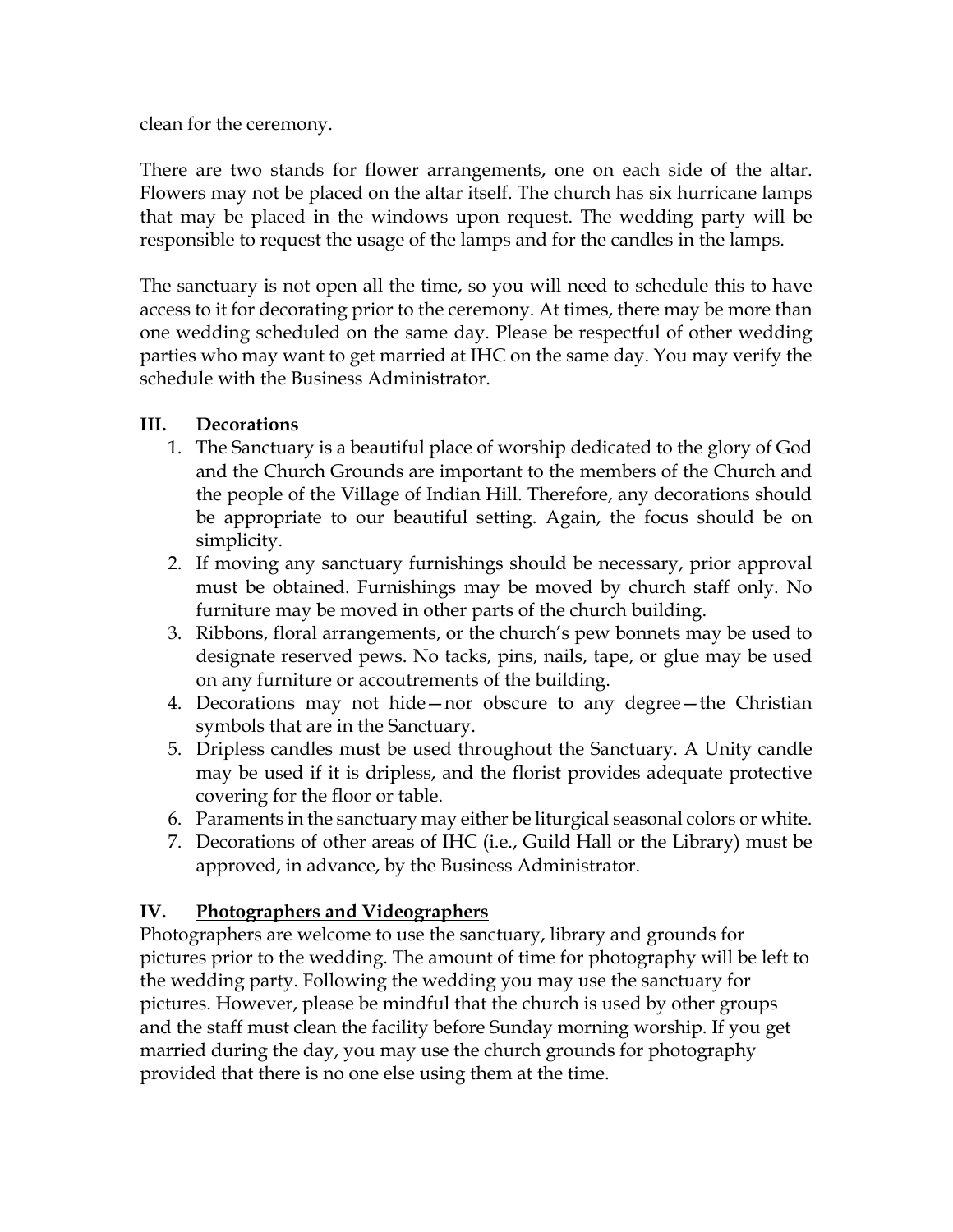clean for the ceremony.

There are two stands for flower arrangements, one on each side of the altar. Flowers may not be placed on the altar itself. The church has six hurricane lamps that may be placed in the windows upon request. The wedding party will be responsible to request the usage of the lamps and for the candles in the lamps.

The sanctuary is not open all the time, so you will need to schedule this to have access to it for decorating prior to the ceremony. At times, there may be more than one wedding scheduled on the same day. Please be respectful of other wedding parties who may want to get married at IHC on the same day. You may verify the schedule with the Business Administrator.

## III. Decorations

1. The Sanctuary is a beautiful place of worship dedicated to the glory of God and the Church Grounds are important to the members of the Church and the people of the Village of Indian Hill. Therefore, any decorations should be appropriate to our beautiful setting. Again, the focus should be on simplicity.
2. If moving any sanctuary furnishings should be necessary, prior approval must be obtained. Furnishings may be moved by church staff only. No furniture may be moved in other parts of the church building.
3. Ribbons, floral arrangements, or the church's pew bonnets may be used to designate reserved pews. No tacks, pins, nails, tape, or glue may be used on any furniture or accoutrements of the building.
4. Decorations may not hide—nor obscure to any degree—the Christian symbols that are in the Sanctuary.
5. Dripless candles must be used throughout the Sanctuary. A Unity candle may be used if it is dripless, and the florist provides adequate protective covering for the floor or table.
6. Paraments in the sanctuary may either be liturgical seasonal colors or white.
7. Decorations of other areas of IHC (i.e., Guild Hall or the Library) must be approved, in advance, by the Business Administrator.

## IV. Photographers and Videographers

Photographers are welcome to use the sanctuary, library and grounds for pictures prior to the wedding. The amount of time for photography will be left to the wedding party. Following the wedding you may use the sanctuary for pictures. However, please be mindful that the church is used by other groups and the staff must clean the facility before Sunday morning worship. If you get married during the day, you may use the church grounds for photography provided that there is no one else using them at the time.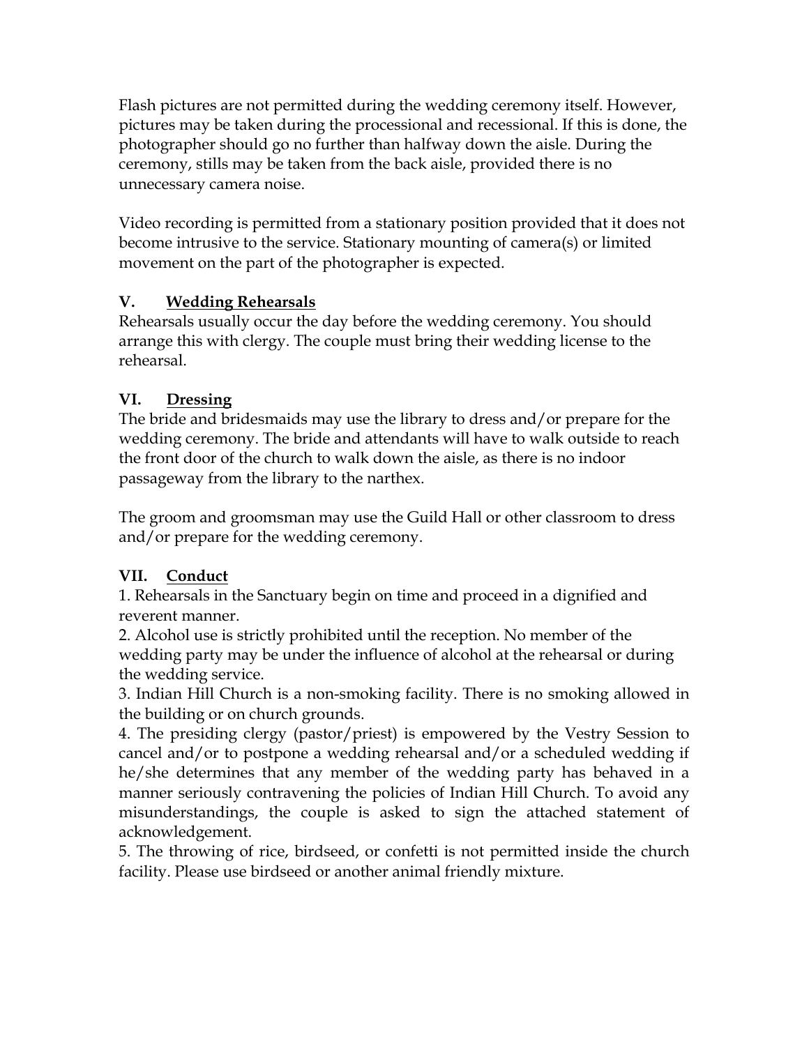Flash pictures are not permitted during the wedding ceremony itself. However, pictures may be taken during the processional and recessional. If this is done, the photographer should go no further than halfway down the aisle. During the ceremony, stills may be taken from the back aisle, provided there is no unnecessary camera noise.

Video recording is permitted from a stationary position provided that it does not become intrusive to the service. Stationary mounting of camera(s) or limited movement on the part of the photographer is expected.

## V. Wedding Rehearsals

Rehearsals usually occur the day before the wedding ceremony. You should arrange this with clergy. The couple must bring their wedding license to the rehearsal.

## VI. Dressing

The bride and bridesmaids may use the library to dress and/or prepare for the wedding ceremony. The bride and attendants will have to walk outside to reach the front door of the church to walk down the aisle, as there is no indoor passageway from the library to the narthex.

The groom and groomsman may use the Guild Hall or other classroom to dress and/or prepare for the wedding ceremony.

## VII. Conduct

1. Rehearsals in the Sanctuary begin on time and proceed in a dignified and reverent manner.
2. Alcohol use is strictly prohibited until the reception. No member of the wedding party may be under the influence of alcohol at the rehearsal or during the wedding service.
3. Indian Hill Church is a non-smoking facility. There is no smoking allowed in the building or on church grounds.
4. The presiding clergy (pastor/priest) is empowered by the Vestry Session to cancel and/or to postpone a wedding rehearsal and/or a scheduled wedding if he/she determines that any member of the wedding party has behaved in a manner seriously contravening the policies of Indian Hill Church. To avoid any misunderstandings, the couple is asked to sign the attached statement of acknowledgement.
5. The throwing of rice, birdseed, or confetti is not permitted inside the church facility. Please use birdseed or another animal friendly mixture.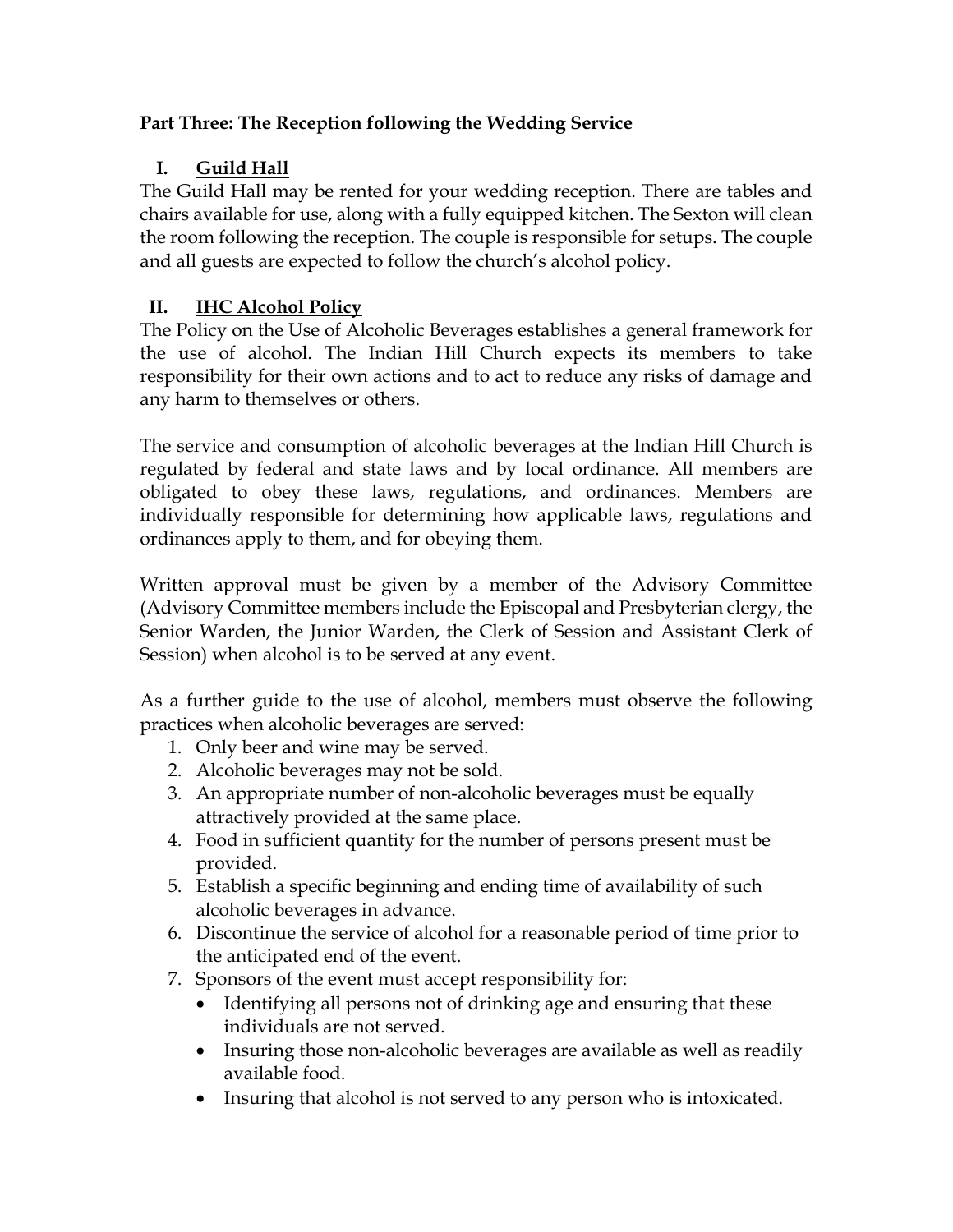**Part Three: The Reception following the Wedding Service**

## I. <u>Guild Hall</u>

The Guild Hall may be rented for your wedding reception. There are tables and chairs available for use, along with a fully equipped kitchen. The Sexton will clean the room following the reception. The couple is responsible for setups. The couple and all guests are expected to follow the church's alcohol policy.

## II. <u>IHC Alcohol Policy</u>

The Policy on the Use of Alcoholic Beverages establishes a general framework for the use of alcohol. The Indian Hill Church expects its members to take responsibility for their own actions and to act to reduce any risks of damage and any harm to themselves or others.

The service and consumption of alcoholic beverages at the Indian Hill Church is regulated by federal and state laws and by local ordinance. All members are obligated to obey these laws, regulations, and ordinances. Members are individually responsible for determining how applicable laws, regulations and ordinances apply to them, and for obeying them.

Written approval must be given by a member of the Advisory Committee (Advisory Committee members include the Episcopal and Presbyterian clergy, the Senior Warden, the Junior Warden, the Clerk of Session and Assistant Clerk of Session) when alcohol is to be served at any event.

As a further guide to the use of alcohol, members must observe the following practices when alcoholic beverages are served:

1. Only beer and wine may be served.
2. Alcoholic beverages may not be sold.
3. An appropriate number of non-alcoholic beverages must be equally attractively provided at the same place.
4. Food in sufficient quantity for the number of persons present must be provided.
5. Establish a specific beginning and ending time of availability of such alcoholic beverages in advance.
6. Discontinue the service of alcohol for a reasonable period of time prior to the anticipated end of the event.
7. Sponsors of the event must accept responsibility for:
   - Identifying all persons not of drinking age and ensuring that these individuals are not served.
   - Insuring those non-alcoholic beverages are available as well as readily available food.
   - Insuring that alcohol is not served to any person who is intoxicated.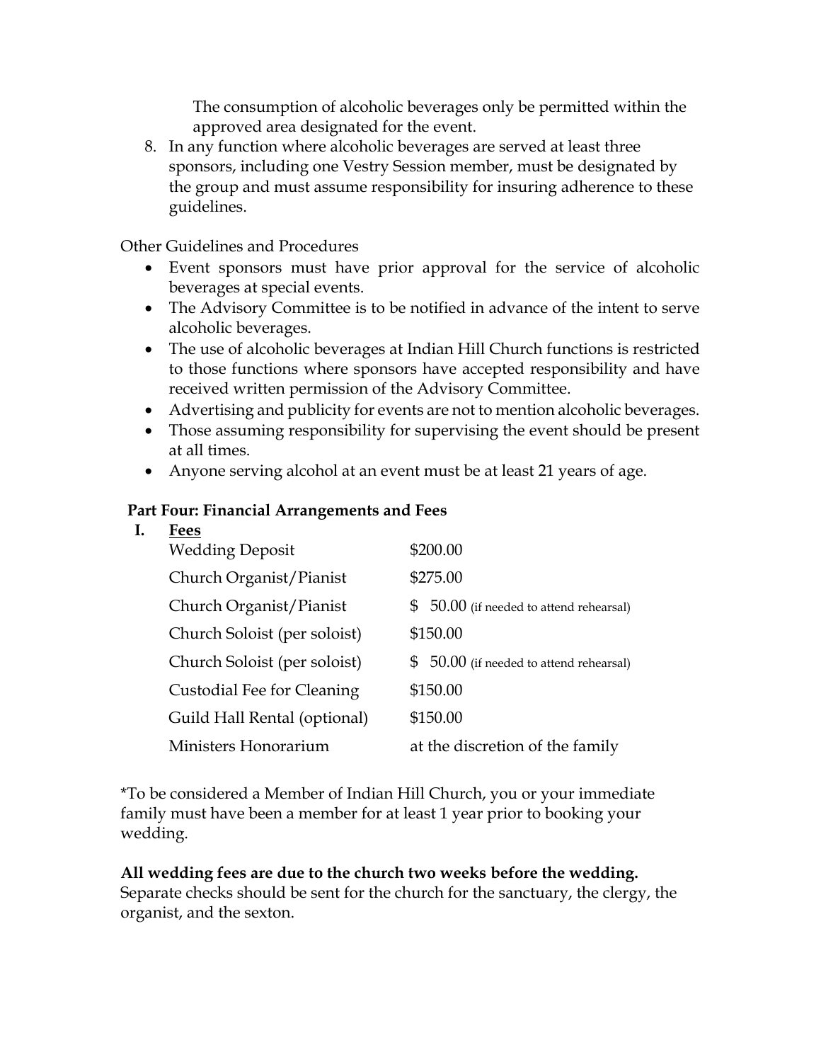The consumption of alcoholic beverages only be permitted within the approved area designated for the event.

8. In any function where alcoholic beverages are served at least three sponsors, including one Vestry Session member, must be designated by the group and must assume responsibility for insuring adherence to these guidelines.

Other Guidelines and Procedures

- Event sponsors must have prior approval for the service of alcoholic beverages at special events.
- The Advisory Committee is to be notified in advance of the intent to serve alcoholic beverages.
- The use of alcoholic beverages at Indian Hill Church functions is restricted to those functions where sponsors have accepted responsibility and have received written permission of the Advisory Committee.
- Advertising and publicity for events are not to mention alcoholic beverages.
- Those assuming responsibility for supervising the event should be present at all times.
- Anyone serving alcohol at an event must be at least 21 years of age.

## Part Four: Financial Arrangements and Fees

**I. <u>Fees</u>**

| | |
|---|---|
| Wedding Deposit | $200.00 |
| Church Organist/Pianist | $275.00 |
| Church Organist/Pianist | $ 50.00 (if needed to attend rehearsal) |
| Church Soloist (per soloist) | $150.00 |
| Church Soloist (per soloist) | $ 50.00 (if needed to attend rehearsal) |
| Custodial Fee for Cleaning | $150.00 |
| Guild Hall Rental (optional) | $150.00 |
| Ministers Honorarium | at the discretion of the family |

*To be considered a Member of Indian Hill Church, you or your immediate family must have been a member for at least 1 year prior to booking your wedding.

**All wedding fees are due to the church two weeks before the wedding.** Separate checks should be sent for the church for the sanctuary, the clergy, the organist, and the sexton.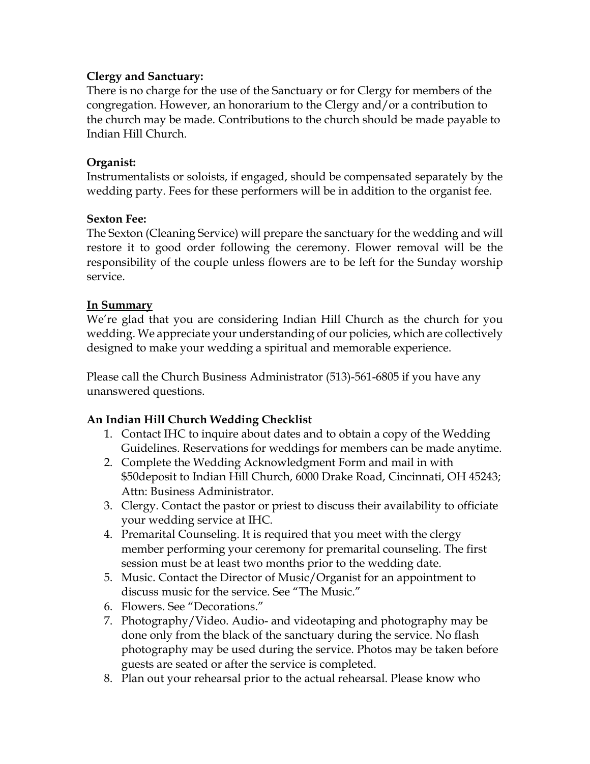**Clergy and Sanctuary:**
There is no charge for the use of the Sanctuary or for Clergy for members of the congregation. However, an honorarium to the Clergy and/or a contribution to the church may be made. Contributions to the church should be made payable to Indian Hill Church.

**Organist:**
Instrumentalists or soloists, if engaged, should be compensated separately by the wedding party. Fees for these performers will be in addition to the organist fee.

**Sexton Fee:**
The Sexton (Cleaning Service) will prepare the sanctuary for the wedding and will restore it to good order following the ceremony. Flower removal will be the responsibility of the couple unless flowers are to be left for the Sunday worship service.

**<u>In Summary</u>**
We're glad that you are considering Indian Hill Church as the church for you wedding. We appreciate your understanding of our policies, which are collectively designed to make your wedding a spiritual and memorable experience.

Please call the Church Business Administrator (513)-561-6805 if you have any unanswered questions.

**An Indian Hill Church Wedding Checklist**

1. Contact IHC to inquire about dates and to obtain a copy of the Wedding Guidelines. Reservations for weddings for members can be made anytime.
2. Complete the Wedding Acknowledgment Form and mail in with $50deposit to Indian Hill Church, 6000 Drake Road, Cincinnati, OH 45243; Attn: Business Administrator.
3. Clergy. Contact the pastor or priest to discuss their availability to officiate your wedding service at IHC.
4. Premarital Counseling. It is required that you meet with the clergy member performing your ceremony for premarital counseling. The first session must be at least two months prior to the wedding date.
5. Music. Contact the Director of Music/Organist for an appointment to discuss music for the service. See "The Music."
6. Flowers. See "Decorations."
7. Photography/Video. Audio- and videotaping and photography may be done only from the black of the sanctuary during the service. No flash photography may be used during the service. Photos may be taken before guests are seated or after the service is completed.
8. Plan out your rehearsal prior to the actual rehearsal. Please know who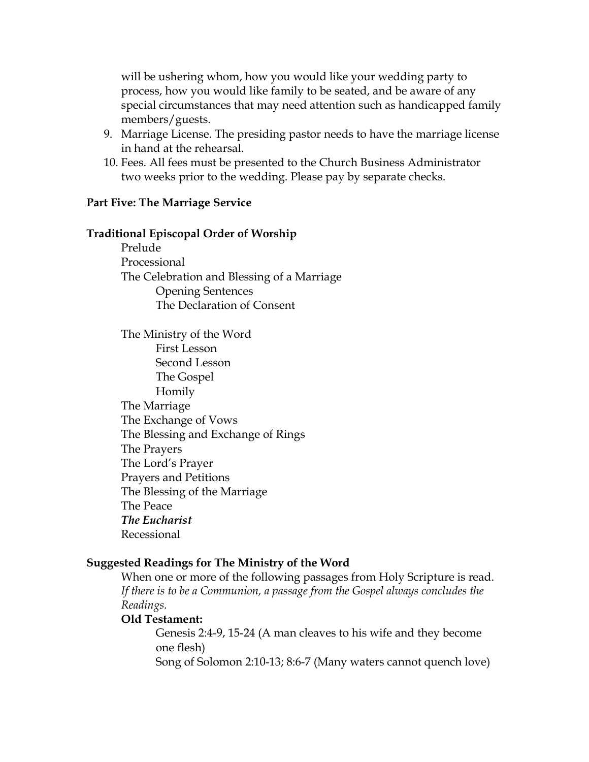will be ushering whom, how you would like your wedding party to process, how you would like family to be seated, and be aware of any special circumstances that may need attention such as handicapped family members/guests.

9. Marriage License. The presiding pastor needs to have the marriage license in hand at the rehearsal.
10. Fees. All fees must be presented to the Church Business Administrator two weeks prior to the wedding. Please pay by separate checks.

**Part Five: The Marriage Service**

**Traditional Episcopal Order of Worship**

Prelude
Processional
The Celebration and Blessing of a Marriage
  Opening Sentences
  The Declaration of Consent

The Ministry of the Word
  First Lesson
  Second Lesson
  The Gospel
  Homily
The Marriage
The Exchange of Vows
The Blessing and Exchange of Rings
The Prayers
The Lord's Prayer
Prayers and Petitions
The Blessing of the Marriage
The Peace
***The Eucharist***
Recessional

**Suggested Readings for The Ministry of the Word**

When one or more of the following passages from Holy Scripture is read. *If there is to be a Communion, a passage from the Gospel always concludes the Readings.*

**Old Testament:**

Genesis 2:4-9, 15-24 (A man cleaves to his wife and they become one flesh)
Song of Solomon 2:10-13; 8:6-7 (Many waters cannot quench love)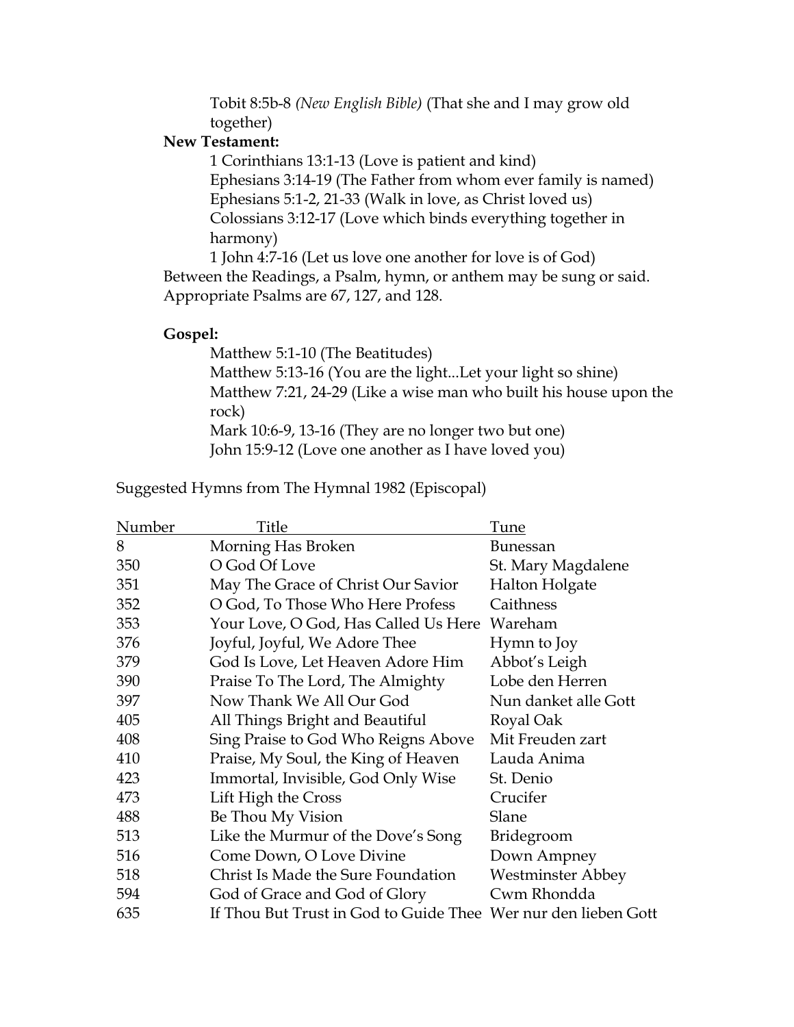Tobit 8:5b-8 *(New English Bible)* (That she and I may grow old together)

**New Testament:**

1 Corinthians 13:1-13 (Love is patient and kind)
Ephesians 3:14-19 (The Father from whom ever family is named)
Ephesians 5:1-2, 21-33 (Walk in love, as Christ loved us)
Colossians 3:12-17 (Love which binds everything together in harmony)
1 John 4:7-16 (Let us love one another for love is of God)

Between the Readings, a Psalm, hymn, or anthem may be sung or said. Appropriate Psalms are 67, 127, and 128.

**Gospel:**

Matthew 5:1-10 (The Beatitudes)
Matthew 5:13-16 (You are the light...Let your light so shine)
Matthew 7:21, 24-29 (Like a wise man who built his house upon the rock)
Mark 10:6-9, 13-16 (They are no longer two but one)
John 15:9-12 (Love one another as I have loved you)

Suggested Hymns from The Hymnal 1982 (Episcopal)

| Number | Title | Tune |
|---|---|---|
| 8 | Morning Has Broken | Bunessan |
| 350 | O God Of Love | St. Mary Magdalene |
| 351 | May The Grace of Christ Our Savior | Halton Holgate |
| 352 | O God, To Those Who Here Profess | Caithness |
| 353 | Your Love, O God, Has Called Us Here | Wareham |
| 376 | Joyful, Joyful, We Adore Thee | Hymn to Joy |
| 379 | God Is Love, Let Heaven Adore Him | Abbot's Leigh |
| 390 | Praise To The Lord, The Almighty | Lobe den Herren |
| 397 | Now Thank We All Our God | Nun danket alle Gott |
| 405 | All Things Bright and Beautiful | Royal Oak |
| 408 | Sing Praise to God Who Reigns Above | Mit Freuden zart |
| 410 | Praise, My Soul, the King of Heaven | Lauda Anima |
| 423 | Immortal, Invisible, God Only Wise | St. Denio |
| 473 | Lift High the Cross | Crucifer |
| 488 | Be Thou My Vision | Slane |
| 513 | Like the Murmur of the Dove's Song | Bridegroom |
| 516 | Come Down, O Love Divine | Down Ampney |
| 518 | Christ Is Made the Sure Foundation | Westminster Abbey |
| 594 | God of Grace and God of Glory | Cwm Rhondda |
| 635 | If Thou But Trust in God to Guide Thee | Wer nur den lieben Gott |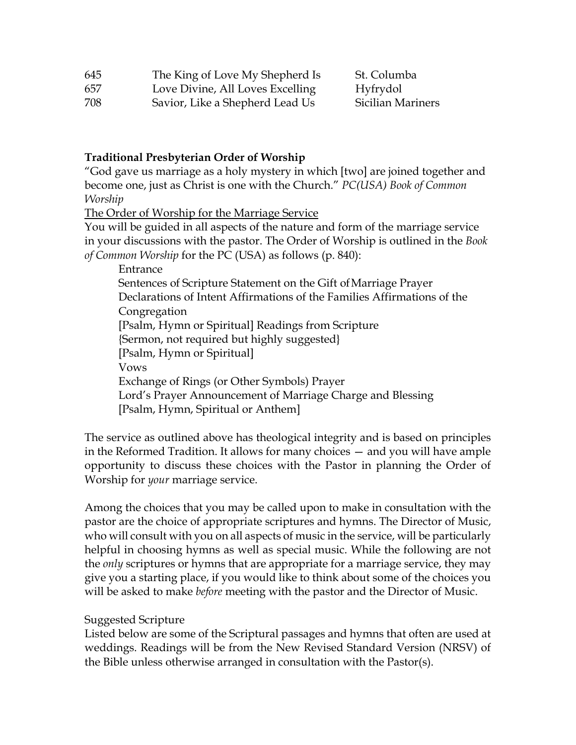| | | |
|---|---|---|
| 645 | The King of Love My Shepherd Is | St. Columba |
| 657 | Love Divine, All Loves Excelling | Hyfrydol |
| 708 | Savior, Like a Shepherd Lead Us | Sicilian Mariners |

**Traditional Presbyterian Order of Worship**

"God gave us marriage as a holy mystery in which [two] are joined together and become one, just as Christ is one with the Church." *PC(USA) Book of Common Worship*

The Order of Worship for the Marriage Service

You will be guided in all aspects of the nature and form of the marriage service in your discussions with the pastor. The Order of Worship is outlined in the *Book of Common Worship* for the PC (USA) as follows (p. 840):

Entrance
Sentences of Scripture Statement on the Gift of Marriage Prayer
Declarations of Intent Affirmations of the Families Affirmations of the Congregation
[Psalm, Hymn or Spiritual] Readings from Scripture
{Sermon, not required but highly suggested}
[Psalm, Hymn or Spiritual]
Vows
Exchange of Rings (or Other Symbols) Prayer
Lord's Prayer Announcement of Marriage Charge and Blessing
[Psalm, Hymn, Spiritual or Anthem]

The service as outlined above has theological integrity and is based on principles in the Reformed Tradition. It allows for many choices — and you will have ample opportunity to discuss these choices with the Pastor in planning the Order of Worship for *your* marriage service.

Among the choices that you may be called upon to make in consultation with the pastor are the choice of appropriate scriptures and hymns. The Director of Music, who will consult with you on all aspects of music in the service, will be particularly helpful in choosing hymns as well as special music. While the following are not the *only* scriptures or hymns that are appropriate for a marriage service, they may give you a starting place, if you would like to think about some of the choices you will be asked to make *before* meeting with the pastor and the Director of Music.

Suggested Scripture

Listed below are some of the Scriptural passages and hymns that often are used at weddings. Readings will be from the New Revised Standard Version (NRSV) of the Bible unless otherwise arranged in consultation with the Pastor(s).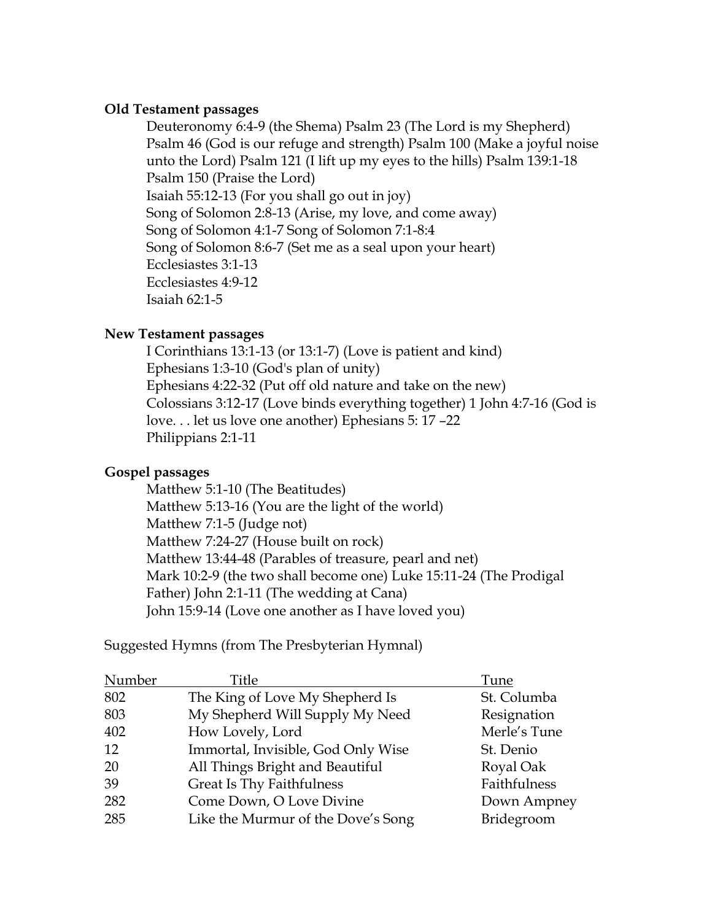**Old Testament passages**

Deuteronomy 6:4-9 (the Shema) Psalm 23 (The Lord is my Shepherd) Psalm 46 (God is our refuge and strength) Psalm 100 (Make a joyful noise unto the Lord) Psalm 121 (I lift up my eyes to the hills) Psalm 139:1-18
Psalm 150 (Praise the Lord)
Isaiah 55:12-13 (For you shall go out in joy)
Song of Solomon 2:8-13 (Arise, my love, and come away)
Song of Solomon 4:1-7 Song of Solomon 7:1-8:4
Song of Solomon 8:6-7 (Set me as a seal upon your heart)
Ecclesiastes 3:1-13
Ecclesiastes 4:9-12
Isaiah 62:1-5

**New Testament passages**

I Corinthians 13:1-13 (or 13:1-7) (Love is patient and kind)
Ephesians 1:3-10 (God's plan of unity)
Ephesians 4:22-32 (Put off old nature and take on the new)
Colossians 3:12-17 (Love binds everything together) 1 John 4:7-16 (God is love. . . let us love one another) Ephesians 5: 17 –22
Philippians 2:1-11

**Gospel passages**

Matthew 5:1-10 (The Beatitudes)
Matthew 5:13-16 (You are the light of the world)
Matthew 7:1-5 (Judge not)
Matthew 7:24-27 (House built on rock)
Matthew 13:44-48 (Parables of treasure, pearl and net)
Mark 10:2-9 (the two shall become one) Luke 15:11-24 (The Prodigal Father) John 2:1-11 (The wedding at Cana)
John 15:9-14 (Love one another as I have loved you)

Suggested Hymns (from The Presbyterian Hymnal)

| Number | Title | Tune |
|---|---|---|
| 802 | The King of Love My Shepherd Is | St. Columba |
| 803 | My Shepherd Will Supply My Need | Resignation |
| 402 | How Lovely, Lord | Merle's Tune |
| 12 | Immortal, Invisible, God Only Wise | St. Denio |
| 20 | All Things Bright and Beautiful | Royal Oak |
| 39 | Great Is Thy Faithfulness | Faithfulness |
| 282 | Come Down, O Love Divine | Down Ampney |
| 285 | Like the Murmur of the Dove's Song | Bridegroom |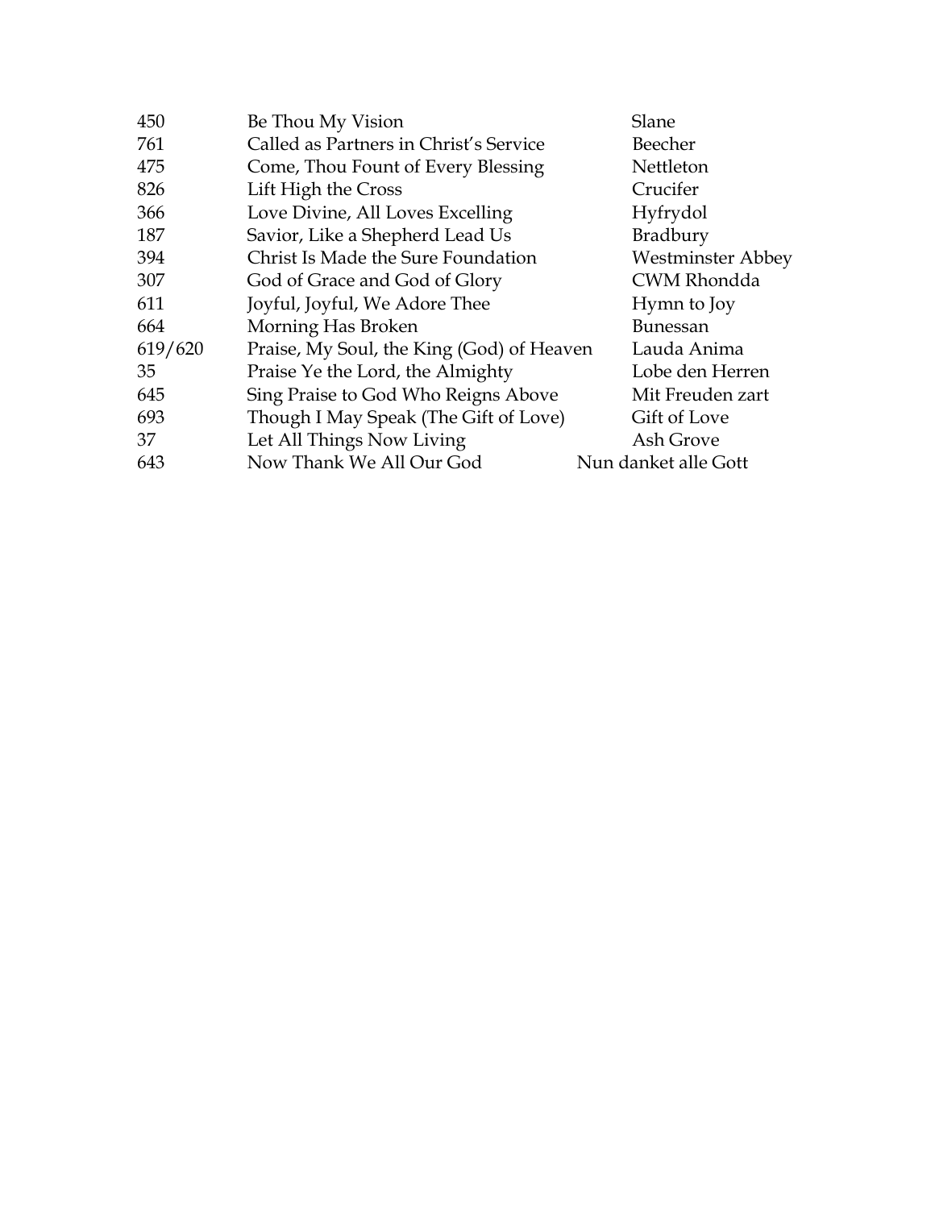| | | |
|---|---|---|
| 450 | Be Thou My Vision | Slane |
| 761 | Called as Partners in Christ's Service | Beecher |
| 475 | Come, Thou Fount of Every Blessing | Nettleton |
| 826 | Lift High the Cross | Crucifer |
| 366 | Love Divine, All Loves Excelling | Hyfrydol |
| 187 | Savior, Like a Shepherd Lead Us | Bradbury |
| 394 | Christ Is Made the Sure Foundation | Westminster Abbey |
| 307 | God of Grace and God of Glory | CWM Rhondda |
| 611 | Joyful, Joyful, We Adore Thee | Hymn to Joy |
| 664 | Morning Has Broken | Bunessan |
| 619/620 | Praise, My Soul, the King (God) of Heaven | Lauda Anima |
| 35 | Praise Ye the Lord, the Almighty | Lobe den Herren |
| 645 | Sing Praise to God Who Reigns Above | Mit Freuden zart |
| 693 | Though I May Speak (The Gift of Love) | Gift of Love |
| 37 | Let All Things Now Living | Ash Grove |
| 643 | Now Thank We All Our God | Nun danket alle Gott |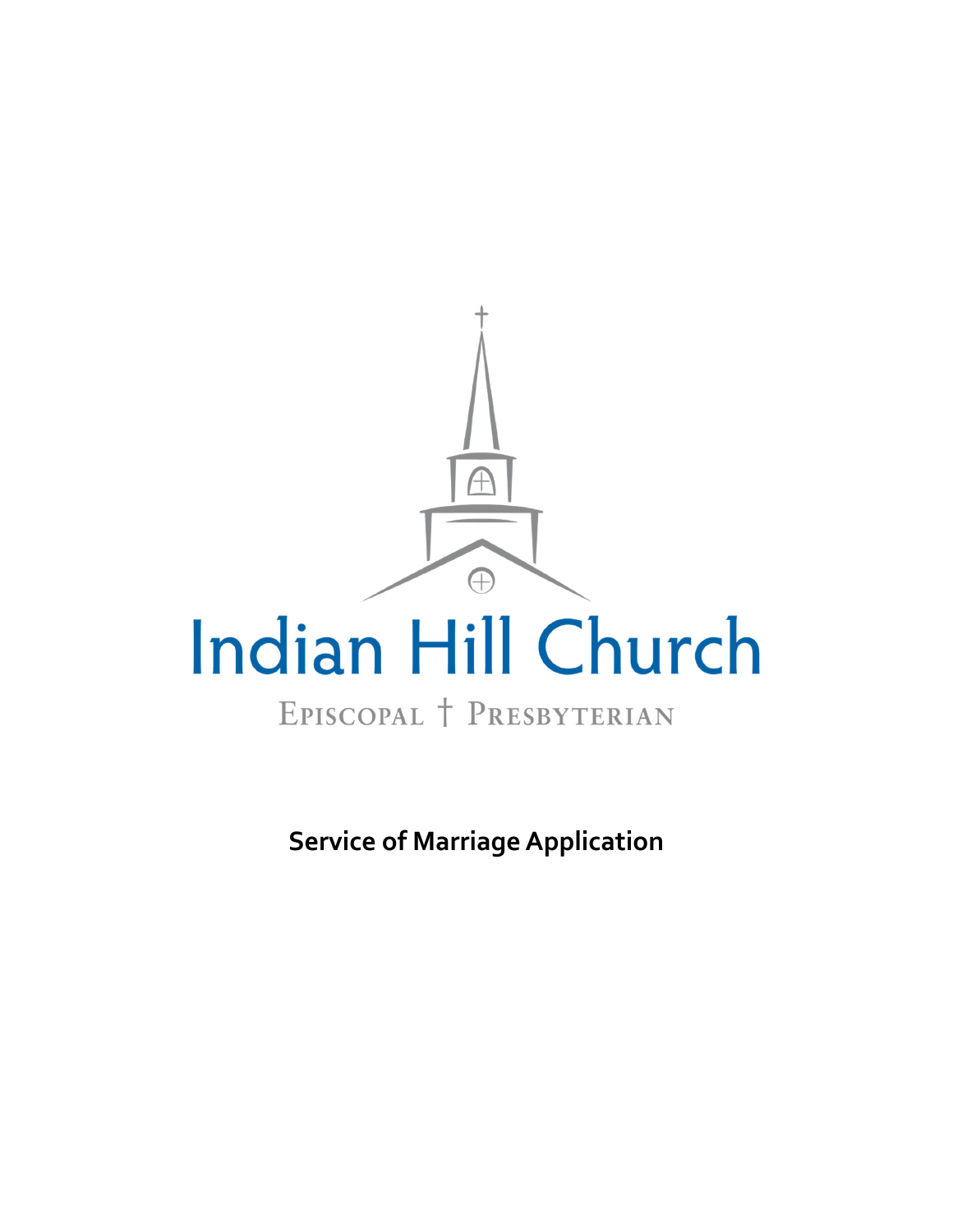Indian Hill Church

Episcopal † Presbyterian

**Service of Marriage Application**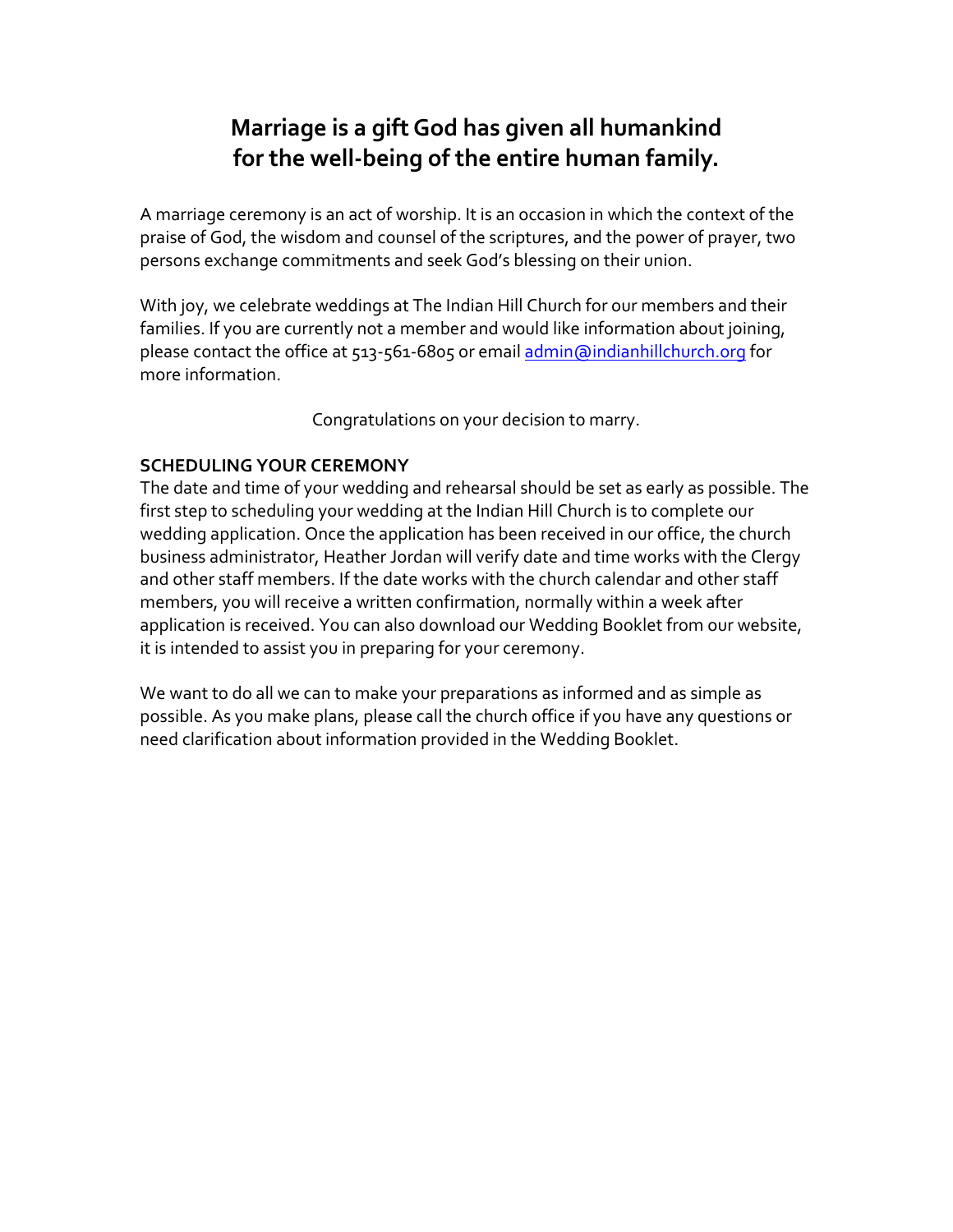# Marriage is a gift God has given all humankind for the well-being of the entire human family.

A marriage ceremony is an act of worship. It is an occasion in which the context of the praise of God, the wisdom and counsel of the scriptures, and the power of prayer, two persons exchange commitments and seek God's blessing on their union.

With joy, we celebrate weddings at The Indian Hill Church for our members and their families. If you are currently not a member and would like information about joining, please contact the office at 513-561-6805 or email admin@indianhillchurch.org for more information.

Congratulations on your decision to marry.

**SCHEDULING YOUR CEREMONY**

The date and time of your wedding and rehearsal should be set as early as possible. The first step to scheduling your wedding at the Indian Hill Church is to complete our wedding application. Once the application has been received in our office, the church business administrator, Heather Jordan will verify date and time works with the Clergy and other staff members. If the date works with the church calendar and other staff members, you will receive a written confirmation, normally within a week after application is received. You can also download our Wedding Booklet from our website, it is intended to assist you in preparing for your ceremony.

We want to do all we can to make your preparations as informed and as simple as possible. As you make plans, please call the church office if you have any questions or need clarification about information provided in the Wedding Booklet.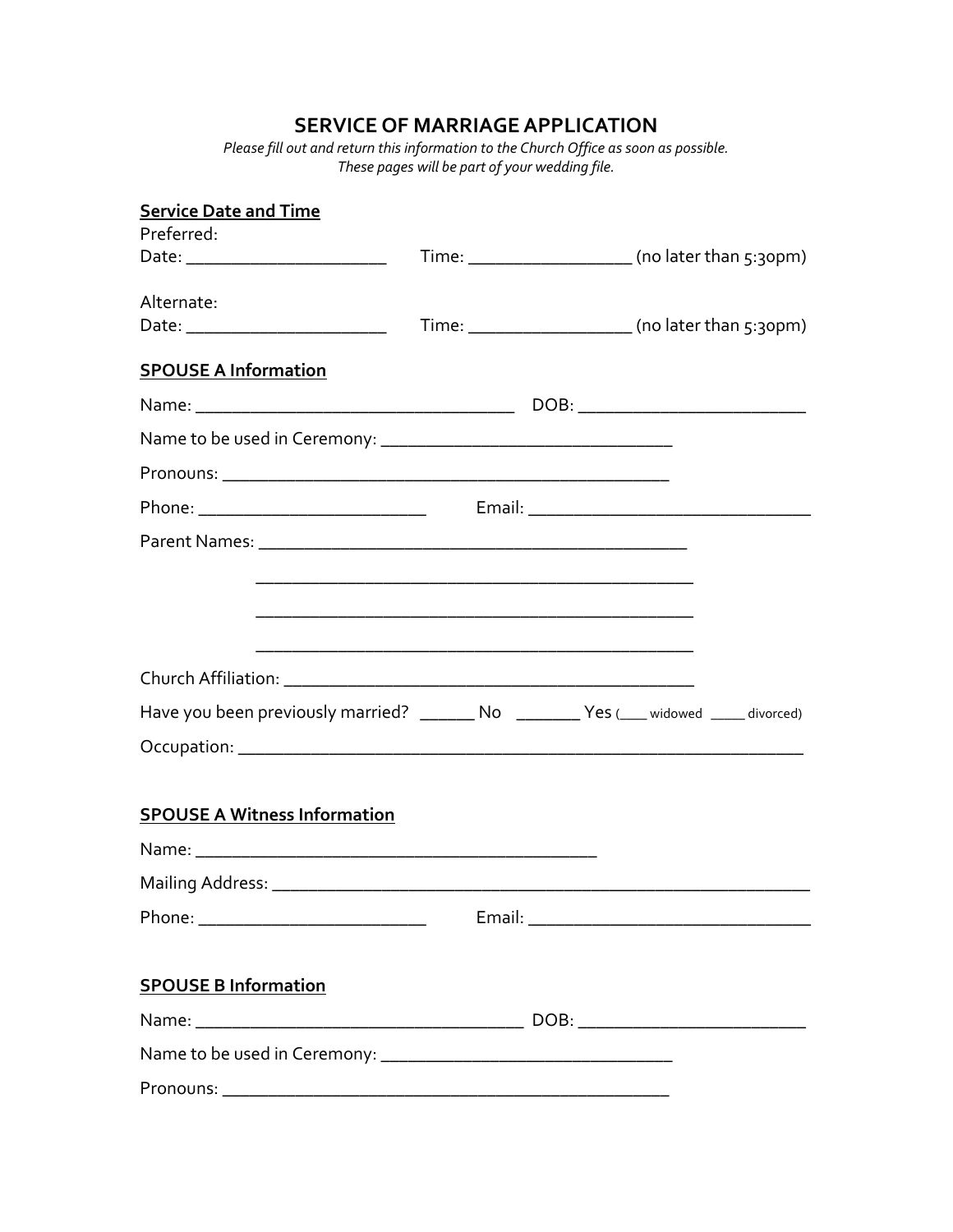# SERVICE OF MARRIAGE APPLICATION

*Please fill out and return this information to the Church Office as soon as possible.*
*These pages will be part of your wedding file.*

**Service Date and Time**

Preferred:

Date: ______________________ Time: _________________ (no later than 5:30pm)

Alternate:

Date: ______________________ Time: _________________ (no later than 5:30pm)

**SPOUSE A Information**

Name: ___________________________________ DOB: _________________________

Name to be used in Ceremony: ________________________________

Pronouns: _________________________________________________

Phone: _________________________ Email: _______________________________

Parent Names: ______________________________________________

______________________________________________

______________________________________________

______________________________________________

Church Affiliation: ____________________________________________

Have you been previously married? ______ No _______ Yes (____ widowed _____ divorced)

Occupation: __________________________________________________________

**SPOUSE A Witness Information**

Name: ____________________________________________

Mailing Address: ______________________________________________________

Phone: _________________________ Email: _______________________________

**SPOUSE B Information**

Name: ____________________________________ DOB: _________________________

Name to be used in Ceremony: ________________________________

Pronouns: _________________________________________________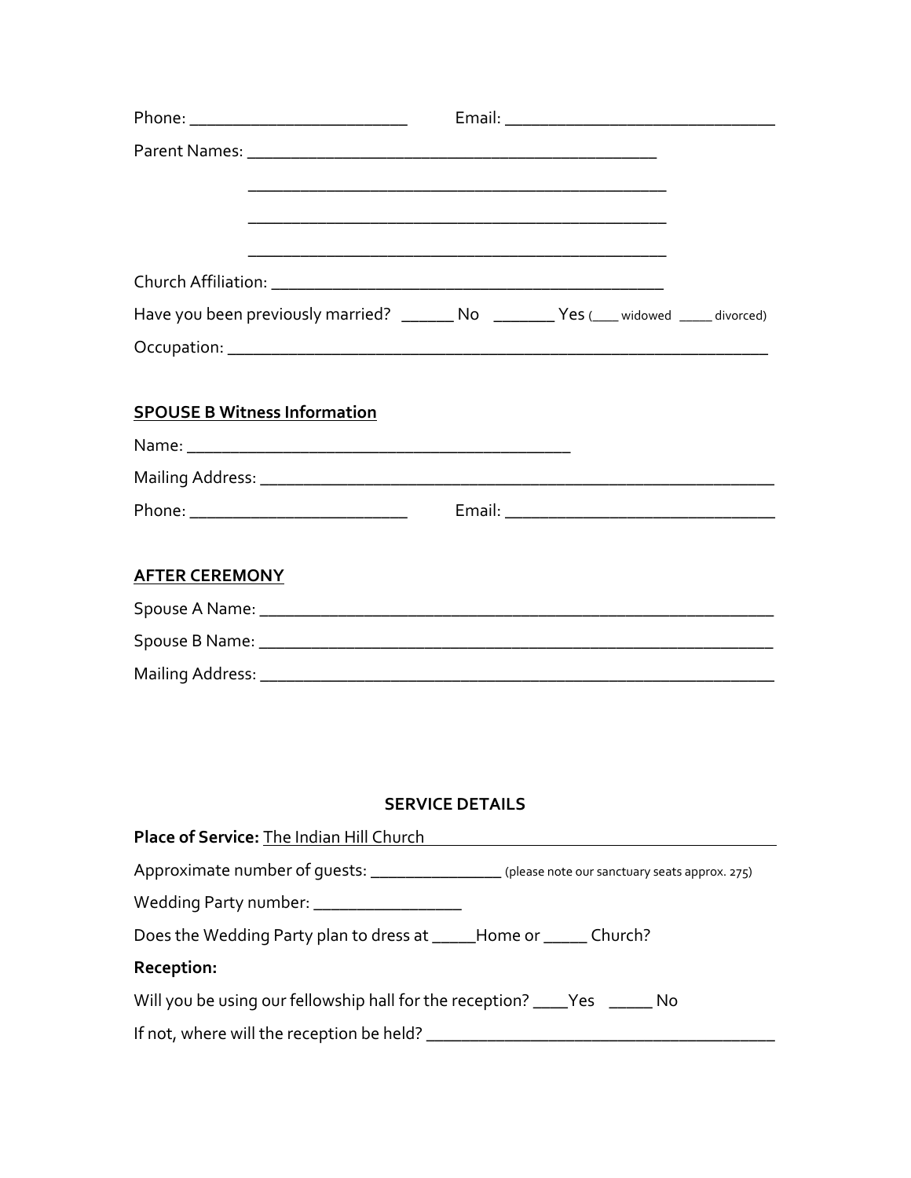Phone: ________________________ Email: ______________________________

Parent Names: ______________________________________________

______________________________________________

______________________________________________

______________________________________________

Church Affiliation: ______________________________________________

Have you been previously married? ______ No _______ Yes (____ widowed _____ divorced)

Occupation: ________________________________________________________

**SPOUSE B Witness Information**

Name: ____________________________________________

Mailing Address: ____________________________________________________

Phone: ________________________ Email: ______________________________

**AFTER CEREMONY**

Spouse A Name: _____________________________________________________

Spouse B Name: _____________________________________________________

Mailing Address: ____________________________________________________

## SERVICE DETAILS

**Place of Service:** The Indian Hill Church

Approximate number of guests: _______________ (please note our sanctuary seats approx. 275)

Wedding Party number: ________________

Does the Wedding Party plan to dress at _____Home or _____ Church?

**Reception:**

Will you be using our fellowship hall for the reception? ____Yes _____ No

If not, where will the reception be held? ______________________________________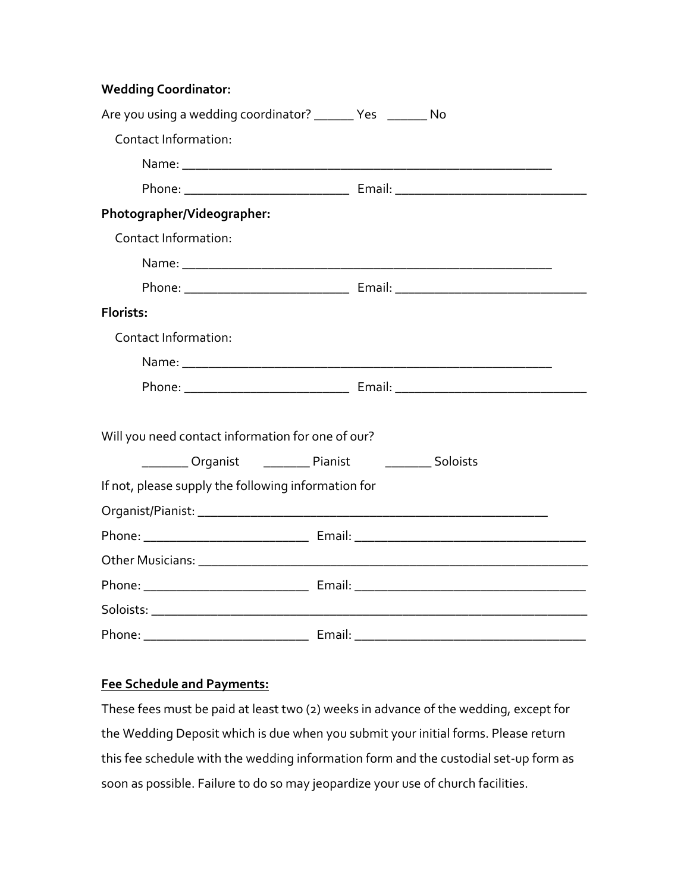**Wedding Coordinator:**

Are you using a wedding coordinator? ______ Yes ______ No

Contact Information:

Name: ________________________________________________________

Phone: _________________________ Email: _____________________________

**Photographer/Videographer:**

Contact Information:

Name: ________________________________________________________

Phone: _________________________ Email: _____________________________

**Florists:**

Contact Information:

Name: ________________________________________________________

Phone: _________________________ Email: _____________________________

Will you need contact information for one of our?

_______ Organist _______ Pianist _______ Soloists

If not, please supply the following information for

Organist/Pianist: ______________________________________________________

Phone: _________________________ Email: ___________________________________

Other Musicians: ____________________________________________________________

Phone: _________________________ Email: ___________________________________

Soloists: __________________________________________________________________

Phone: _________________________ Email: ___________________________________

**Fee Schedule and Payments:**

These fees must be paid at least two (2) weeks in advance of the wedding, except for the Wedding Deposit which is due when you submit your initial forms. Please return this fee schedule with the wedding information form and the custodial set-up form as soon as possible. Failure to do so may jeopardize your use of church facilities.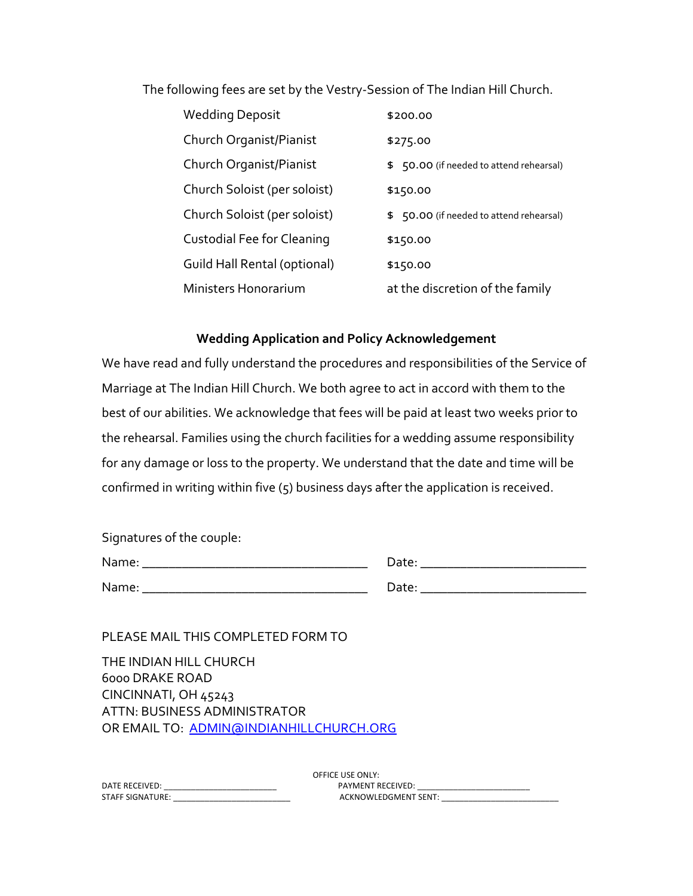The following fees are set by the Vestry-Session of The Indian Hill Church.

| | |
|---|---|
| Wedding Deposit | $200.00 |
| Church Organist/Pianist | $275.00 |
| Church Organist/Pianist | $ 50.00 (if needed to attend rehearsal) |
| Church Soloist (per soloist) | $150.00 |
| Church Soloist (per soloist) | $ 50.00 (if needed to attend rehearsal) |
| Custodial Fee for Cleaning | $150.00 |
| Guild Hall Rental (optional) | $150.00 |
| Ministers Honorarium | at the discretion of the family |

**Wedding Application and Policy Acknowledgement**

We have read and fully understand the procedures and responsibilities of the Service of Marriage at The Indian Hill Church. We both agree to act in accord with them to the best of our abilities. We acknowledge that fees will be paid at least two weeks prior to the rehearsal. Families using the church facilities for a wedding assume responsibility for any damage or loss to the property. We understand that the date and time will be confirmed in writing within five (5) business days after the application is received.

Signatures of the couple:

Name: ________________________________ Date: ________________________

Name: ________________________________ Date: ________________________

PLEASE MAIL THIS COMPLETED FORM TO

THE INDIAN HILL CHURCH
6000 DRAKE ROAD
CINCINNATI, OH 45243
ATTN: BUSINESS ADMINISTRATOR
OR EMAIL TO: ADMIN@INDIANHILLCHURCH.ORG

OFFICE USE ONLY:

DATE RECEIVED: ______________________ PAYMENT RECEIVED: ______________________

STAFF SIGNATURE: ______________________ ACKNOWLEDGMENT SENT: ______________________